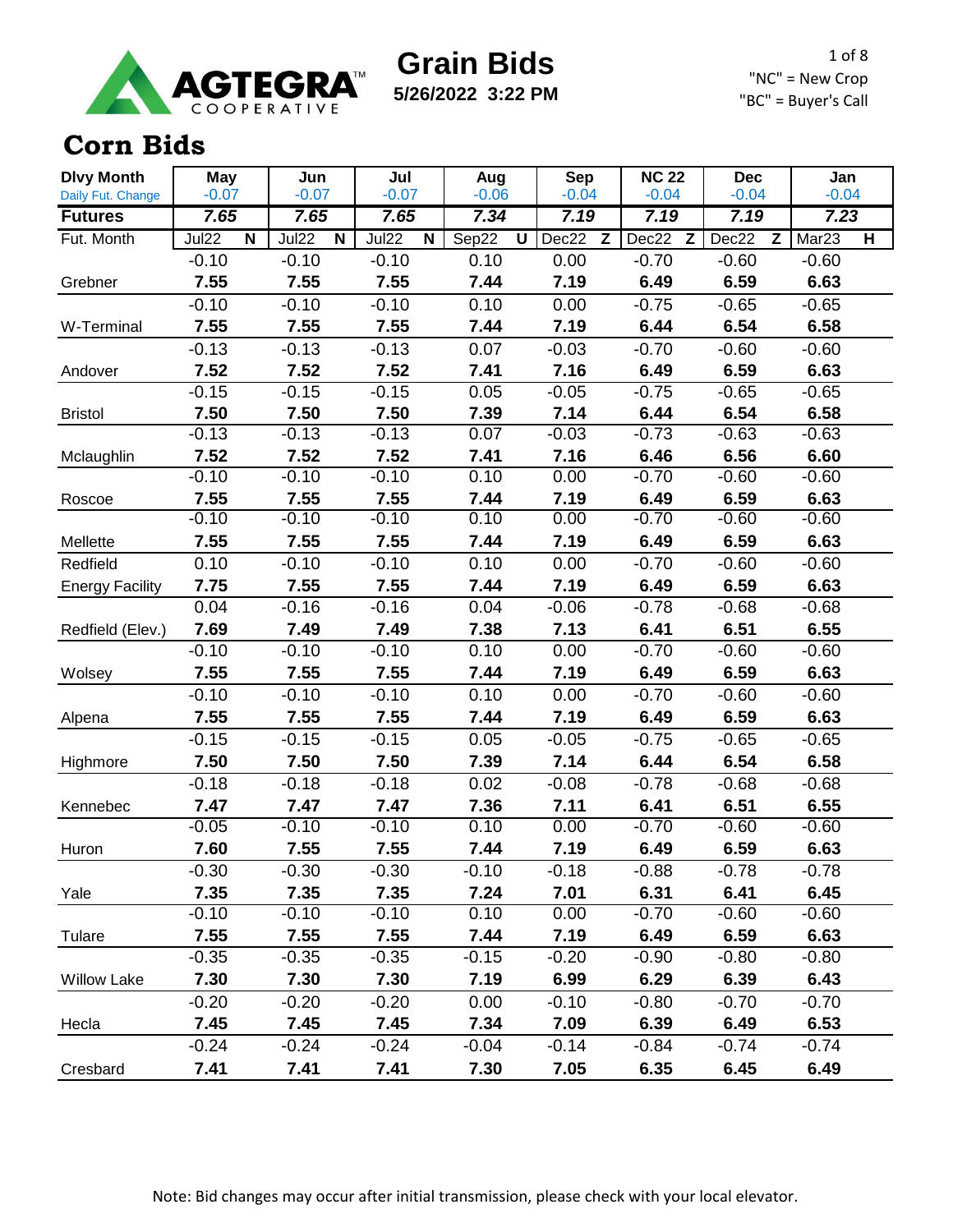AGTEGRA™ COOPERATIVE

# Grain Bids

**5/26/2022 3:22 PM**

"NC" = New Crop
"BC" = Buyer's Call

## Corn Bids

| Dlvy Month | May | Jun | Jul | Aug | Sep | NC 22 | Dec | Jan |
|---|---|---|---|---|---|---|---|---|
| Daily Fut. Change | -0.07 | -0.07 | -0.07 | -0.06 | -0.04 | -0.04 | -0.04 | -0.04 |
| **Futures** | *7.65* | *7.65* | *7.65* | *7.34* | *7.19* | *7.19* | *7.19* | *7.23* |
| Fut. Month | Jul22 N | Jul22 N | Jul22 N | Sep22 U | Dec22 Z | Dec22 Z | Dec22 Z | Mar23 H |
| | -0.10 | -0.10 | -0.10 | 0.10 | 0.00 | -0.70 | -0.60 | -0.60 |
| Grebner | **7.55** | **7.55** | **7.55** | **7.44** | **7.19** | **6.49** | **6.59** | **6.63** |
| | -0.10 | -0.10 | -0.10 | 0.10 | 0.00 | -0.75 | -0.65 | -0.65 |
| W-Terminal | **7.55** | **7.55** | **7.55** | **7.44** | **7.19** | **6.44** | **6.54** | **6.58** |
| | -0.13 | -0.13 | -0.13 | 0.07 | -0.03 | -0.70 | -0.60 | -0.60 |
| Andover | **7.52** | **7.52** | **7.52** | **7.41** | **7.16** | **6.49** | **6.59** | **6.63** |
| | -0.15 | -0.15 | -0.15 | 0.05 | -0.05 | -0.75 | -0.65 | -0.65 |
| Bristol | **7.50** | **7.50** | **7.50** | **7.39** | **7.14** | **6.44** | **6.54** | **6.58** |
| | -0.13 | -0.13 | -0.13 | 0.07 | -0.03 | -0.73 | -0.63 | -0.63 |
| Mclaughlin | **7.52** | **7.52** | **7.52** | **7.41** | **7.16** | **6.46** | **6.56** | **6.60** |
| | -0.10 | -0.10 | -0.10 | 0.10 | 0.00 | -0.70 | -0.60 | -0.60 |
| Roscoe | **7.55** | **7.55** | **7.55** | **7.44** | **7.19** | **6.49** | **6.59** | **6.63** |
| | -0.10 | -0.10 | -0.10 | 0.10 | 0.00 | -0.70 | -0.60 | -0.60 |
| Mellette | **7.55** | **7.55** | **7.55** | **7.44** | **7.19** | **6.49** | **6.59** | **6.63** |
| Redfield | 0.10 | -0.10 | -0.10 | 0.10 | 0.00 | -0.70 | -0.60 | -0.60 |
| Energy Facility | **7.75** | **7.55** | **7.55** | **7.44** | **7.19** | **6.49** | **6.59** | **6.63** |
| | 0.04 | -0.16 | -0.16 | 0.04 | -0.06 | -0.78 | -0.68 | -0.68 |
| Redfield (Elev.) | **7.69** | **7.49** | **7.49** | **7.38** | **7.13** | **6.41** | **6.51** | **6.55** |
| | -0.10 | -0.10 | -0.10 | 0.10 | 0.00 | -0.70 | -0.60 | -0.60 |
| Wolsey | **7.55** | **7.55** | **7.55** | **7.44** | **7.19** | **6.49** | **6.59** | **6.63** |
| | -0.10 | -0.10 | -0.10 | 0.10 | 0.00 | -0.70 | -0.60 | -0.60 |
| Alpena | **7.55** | **7.55** | **7.55** | **7.44** | **7.19** | **6.49** | **6.59** | **6.63** |
| | -0.15 | -0.15 | -0.15 | 0.05 | -0.05 | -0.75 | -0.65 | -0.65 |
| Highmore | **7.50** | **7.50** | **7.50** | **7.39** | **7.14** | **6.44** | **6.54** | **6.58** |
| | -0.18 | -0.18 | -0.18 | 0.02 | -0.08 | -0.78 | -0.68 | -0.68 |
| Kennebec | **7.47** | **7.47** | **7.47** | **7.36** | **7.11** | **6.41** | **6.51** | **6.55** |
| | -0.05 | -0.10 | -0.10 | 0.10 | 0.00 | -0.70 | -0.60 | -0.60 |
| Huron | **7.60** | **7.55** | **7.55** | **7.44** | **7.19** | **6.49** | **6.59** | **6.63** |
| | -0.30 | -0.30 | -0.30 | -0.10 | -0.18 | -0.88 | -0.78 | -0.78 |
| Yale | **7.35** | **7.35** | **7.35** | **7.24** | **7.01** | **6.31** | **6.41** | **6.45** |
| | -0.10 | -0.10 | -0.10 | 0.10 | 0.00 | -0.70 | -0.60 | -0.60 |
| Tulare | **7.55** | **7.55** | **7.55** | **7.44** | **7.19** | **6.49** | **6.59** | **6.63** |
| | -0.35 | -0.35 | -0.35 | -0.15 | -0.20 | -0.90 | -0.80 | -0.80 |
| Willow Lake | **7.30** | **7.30** | **7.30** | **7.19** | **6.99** | **6.29** | **6.39** | **6.43** |
| | -0.20 | -0.20 | -0.20 | 0.00 | -0.10 | -0.80 | -0.70 | -0.70 |
| Hecla | **7.45** | **7.45** | **7.45** | **7.34** | **7.09** | **6.39** | **6.49** | **6.53** |
| | -0.24 | -0.24 | -0.24 | -0.04 | -0.14 | -0.84 | -0.74 | -0.74 |
| Cresbard | **7.41** | **7.41** | **7.41** | **7.30** | **7.05** | **6.35** | **6.45** | **6.49** |

Note: Bid changes may occur after initial transmission, please check with your local elevator.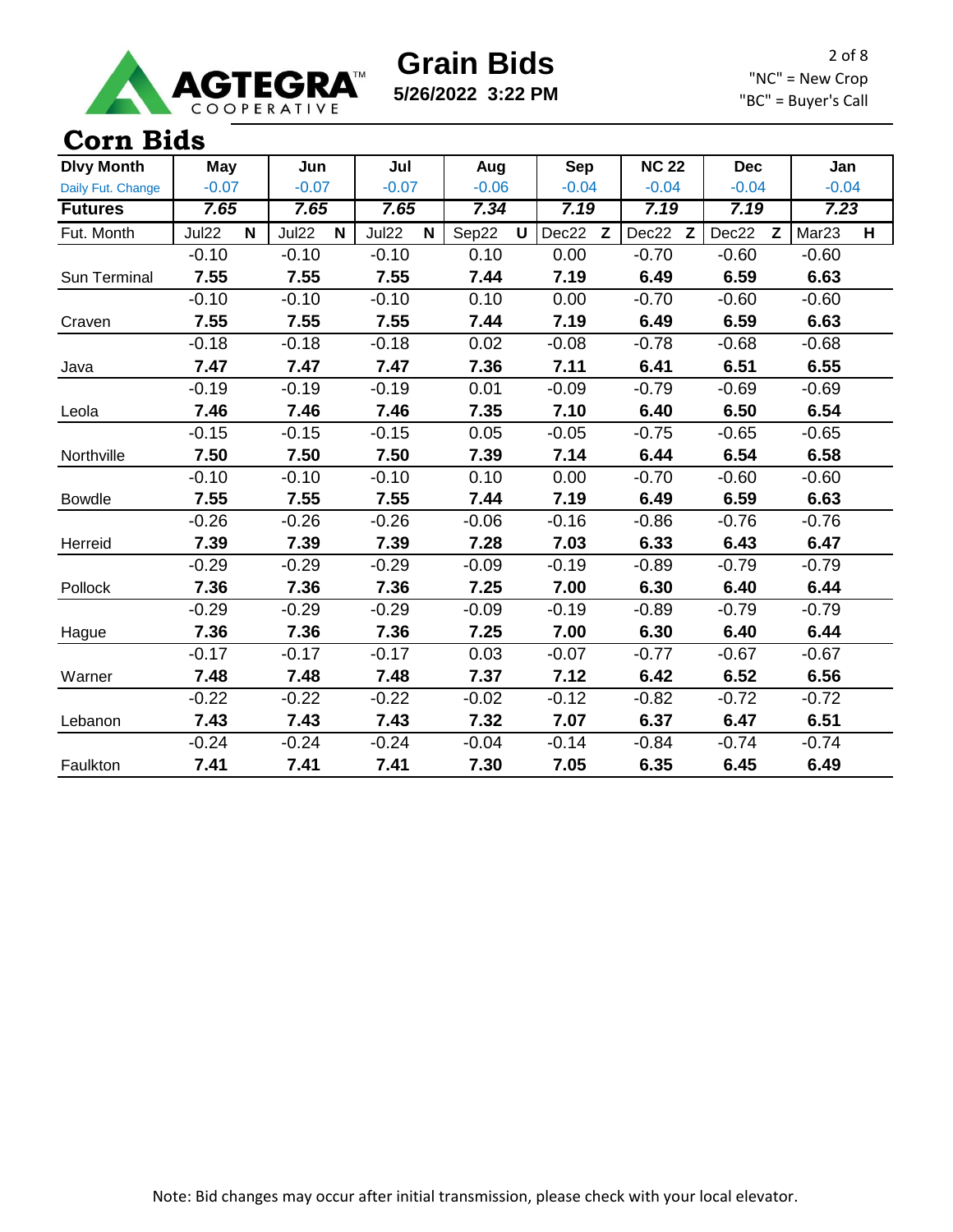AGTEGRA COOPERATIVE

# Grain Bids

**5/26/2022 3:22 PM**

"NC" = New Crop
"BC" = Buyer's Call

## Corn Bids

| Dlvy Month | May | | Jun | | Jul | | Aug | | Sep | | NC 22 | | Dec | | Jan | |
|---|---|---|---|---|---|---|---|---|---|---|---|---|---|---|---|---|
| Daily Fut. Change | -0.07 | | -0.07 | | -0.07 | | -0.06 | | -0.04 | | -0.04 | | -0.04 | | -0.04 | |
| **Futures** | *7.65* | | *7.65* | | *7.65* | | *7.34* | | *7.19* | | *7.19* | | *7.19* | | *7.23* | |
| Fut. Month | Jul22 | N | Jul22 | N | Jul22 | N | Sep22 | U | Dec22 | Z | Dec22 | Z | Dec22 | Z | Mar23 | H |
| | -0.10 | | -0.10 | | -0.10 | | 0.10 | | 0.00 | | -0.70 | | -0.60 | | -0.60 | |
| Sun Terminal | **7.55** | | **7.55** | | **7.55** | | **7.44** | | **7.19** | | **6.49** | | **6.59** | | **6.63** | |
| | -0.10 | | -0.10 | | -0.10 | | 0.10 | | 0.00 | | -0.70 | | -0.60 | | -0.60 | |
| Craven | **7.55** | | **7.55** | | **7.55** | | **7.44** | | **7.19** | | **6.49** | | **6.59** | | **6.63** | |
| | -0.18 | | -0.18 | | -0.18 | | 0.02 | | -0.08 | | -0.78 | | -0.68 | | -0.68 | |
| Java | **7.47** | | **7.47** | | **7.47** | | **7.36** | | **7.11** | | **6.41** | | **6.51** | | **6.55** | |
| | -0.19 | | -0.19 | | -0.19 | | 0.01 | | -0.09 | | -0.79 | | -0.69 | | -0.69 | |
| Leola | **7.46** | | **7.46** | | **7.46** | | **7.35** | | **7.10** | | **6.40** | | **6.50** | | **6.54** | |
| | -0.15 | | -0.15 | | -0.15 | | 0.05 | | -0.05 | | -0.75 | | -0.65 | | -0.65 | |
| Northville | **7.50** | | **7.50** | | **7.50** | | **7.39** | | **7.14** | | **6.44** | | **6.54** | | **6.58** | |
| | -0.10 | | -0.10 | | -0.10 | | 0.10 | | 0.00 | | -0.70 | | -0.60 | | -0.60 | |
| Bowdle | **7.55** | | **7.55** | | **7.55** | | **7.44** | | **7.19** | | **6.49** | | **6.59** | | **6.63** | |
| | -0.26 | | -0.26 | | -0.26 | | -0.06 | | -0.16 | | -0.86 | | -0.76 | | -0.76 | |
| Herreid | **7.39** | | **7.39** | | **7.39** | | **7.28** | | **7.03** | | **6.33** | | **6.43** | | **6.47** | |
| | -0.29 | | -0.29 | | -0.29 | | -0.09 | | -0.19 | | -0.89 | | -0.79 | | -0.79 | |
| Pollock | **7.36** | | **7.36** | | **7.36** | | **7.25** | | **7.00** | | **6.30** | | **6.40** | | **6.44** | |
| | -0.29 | | -0.29 | | -0.29 | | -0.09 | | -0.19 | | -0.89 | | -0.79 | | -0.79 | |
| Hague | **7.36** | | **7.36** | | **7.36** | | **7.25** | | **7.00** | | **6.30** | | **6.40** | | **6.44** | |
| | -0.17 | | -0.17 | | -0.17 | | 0.03 | | -0.07 | | -0.77 | | -0.67 | | -0.67 | |
| Warner | **7.48** | | **7.48** | | **7.48** | | **7.37** | | **7.12** | | **6.42** | | **6.52** | | **6.56** | |
| | -0.22 | | -0.22 | | -0.22 | | -0.02 | | -0.12 | | -0.82 | | -0.72 | | -0.72 | |
| Lebanon | **7.43** | | **7.43** | | **7.43** | | **7.32** | | **7.07** | | **6.37** | | **6.47** | | **6.51** | |
| | -0.24 | | -0.24 | | -0.24 | | -0.04 | | -0.14 | | -0.84 | | -0.74 | | -0.74 | |
| Faulkton | **7.41** | | **7.41** | | **7.41** | | **7.30** | | **7.05** | | **6.35** | | **6.45** | | **6.49** | |

Note: Bid changes may occur after initial transmission, please check with your local elevator.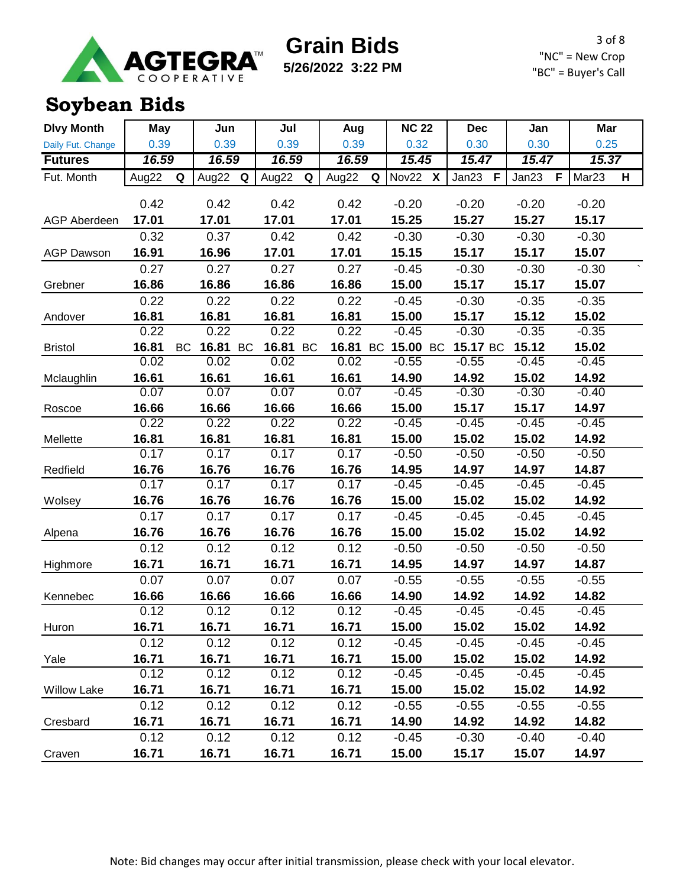AGTEGRA™ COOPERATIVE

# Grain Bids

**5/26/2022 3:22 PM**

"NC" = New Crop
"BC" = Buyer's Call

## Soybean Bids

| Dlvy Month | May | | Jun | | Jul | | Aug | | NC 22 | | Dec | | Jan | | Mar | |
|---|---|---|---|---|---|---|---|---|---|---|---|---|---|---|---|---|
| Daily Fut. Change | 0.39 | | 0.39 | | 0.39 | | 0.39 | | 0.32 | | 0.30 | | 0.30 | | 0.25 | |
| **Futures** | ***16.59*** | | ***16.59*** | | ***16.59*** | | ***16.59*** | | ***15.45*** | | ***15.47*** | | ***15.47*** | | ***15.37*** | |
| Fut. Month | Aug22 | Q | Aug22 | Q | Aug22 | Q | Aug22 | Q | Nov22 | X | Jan23 | F | Jan23 | F | Mar23 | H |
| | 0.42 | | 0.42 | | 0.42 | | 0.42 | | -0.20 | | -0.20 | | -0.20 | | -0.20 | |
| AGP Aberdeen | **17.01** | | **17.01** | | **17.01** | | **17.01** | | **15.25** | | **15.27** | | **15.27** | | **15.17** | |
| | 0.32 | | 0.37 | | 0.42 | | 0.42 | | -0.30 | | -0.30 | | -0.30 | | -0.30 | |
| AGP Dawson | **16.91** | | **16.96** | | **17.01** | | **17.01** | | **15.15** | | **15.17** | | **15.17** | | **15.07** | |
| | 0.27 | | 0.27 | | 0.27 | | 0.27 | | -0.45 | | -0.30 | | -0.30 | | -0.30 | |
| Grebner | **16.86** | | **16.86** | | **16.86** | | **16.86** | | **15.00** | | **15.17** | | **15.17** | | **15.07** | |
| | 0.22 | | 0.22 | | 0.22 | | 0.22 | | -0.45 | | -0.30 | | -0.35 | | -0.35 | |
| Andover | **16.81** | | **16.81** | | **16.81** | | **16.81** | | **15.00** | | **15.17** | | **15.12** | | **15.02** | |
| | 0.22 | | 0.22 | | 0.22 | | 0.22 | | -0.45 | | -0.30 | | -0.35 | | -0.35 | |
| Bristol | **16.81** | BC | **16.81** | BC | **16.81** | BC | **16.81** | BC | **15.00** | BC | **15.17** | BC | **15.12** | | **15.02** | |
| | 0.02 | | 0.02 | | 0.02 | | 0.02 | | -0.55 | | -0.55 | | -0.45 | | -0.45 | |
| Mclaughlin | **16.61** | | **16.61** | | **16.61** | | **16.61** | | **14.90** | | **14.92** | | **15.02** | | **14.92** | |
| | 0.07 | | 0.07 | | 0.07 | | 0.07 | | -0.45 | | -0.30 | | -0.30 | | -0.40 | |
| Roscoe | **16.66** | | **16.66** | | **16.66** | | **16.66** | | **15.00** | | **15.17** | | **15.17** | | **14.97** | |
| | 0.22 | | 0.22 | | 0.22 | | 0.22 | | -0.45 | | -0.45 | | -0.45 | | -0.45 | |
| Mellette | **16.81** | | **16.81** | | **16.81** | | **16.81** | | **15.00** | | **15.02** | | **15.02** | | **14.92** | |
| | 0.17 | | 0.17 | | 0.17 | | 0.17 | | -0.50 | | -0.50 | | -0.50 | | -0.50 | |
| Redfield | **16.76** | | **16.76** | | **16.76** | | **16.76** | | **14.95** | | **14.97** | | **14.97** | | **14.87** | |
| | 0.17 | | 0.17 | | 0.17 | | 0.17 | | -0.45 | | -0.45 | | -0.45 | | -0.45 | |
| Wolsey | **16.76** | | **16.76** | | **16.76** | | **16.76** | | **15.00** | | **15.02** | | **15.02** | | **14.92** | |
| | 0.17 | | 0.17 | | 0.17 | | 0.17 | | -0.45 | | -0.45 | | -0.45 | | -0.45 | |
| Alpena | **16.76** | | **16.76** | | **16.76** | | **16.76** | | **15.00** | | **15.02** | | **15.02** | | **14.92** | |
| | 0.12 | | 0.12 | | 0.12 | | 0.12 | | -0.50 | | -0.50 | | -0.50 | | -0.50 | |
| Highmore | **16.71** | | **16.71** | | **16.71** | | **16.71** | | **14.95** | | **14.97** | | **14.97** | | **14.87** | |
| | 0.07 | | 0.07 | | 0.07 | | 0.07 | | -0.55 | | -0.55 | | -0.55 | | -0.55 | |
| Kennebec | **16.66** | | **16.66** | | **16.66** | | **16.66** | | **14.90** | | **14.92** | | **14.92** | | **14.82** | |
| | 0.12 | | 0.12 | | 0.12 | | 0.12 | | -0.45 | | -0.45 | | -0.45 | | -0.45 | |
| Huron | **16.71** | | **16.71** | | **16.71** | | **16.71** | | **15.00** | | **15.02** | | **15.02** | | **14.92** | |
| | 0.12 | | 0.12 | | 0.12 | | 0.12 | | -0.45 | | -0.45 | | -0.45 | | -0.45 | |
| Yale | **16.71** | | **16.71** | | **16.71** | | **16.71** | | **15.00** | | **15.02** | | **15.02** | | **14.92** | |
| | 0.12 | | 0.12 | | 0.12 | | 0.12 | | -0.45 | | -0.45 | | -0.45 | | -0.45 | |
| Willow Lake | **16.71** | | **16.71** | | **16.71** | | **16.71** | | **15.00** | | **15.02** | | **15.02** | | **14.92** | |
| | 0.12 | | 0.12 | | 0.12 | | 0.12 | | -0.55 | | -0.55 | | -0.55 | | -0.55 | |
| Cresbard | **16.71** | | **16.71** | | **16.71** | | **16.71** | | **14.90** | | **14.92** | | **14.92** | | **14.82** | |
| | 0.12 | | 0.12 | | 0.12 | | 0.12 | | -0.45 | | -0.30 | | -0.40 | | -0.40 | |
| Craven | **16.71** | | **16.71** | | **16.71** | | **16.71** | | **15.00** | | **15.17** | | **15.07** | | **14.97** | |

Note: Bid changes may occur after initial transmission, please check with your local elevator.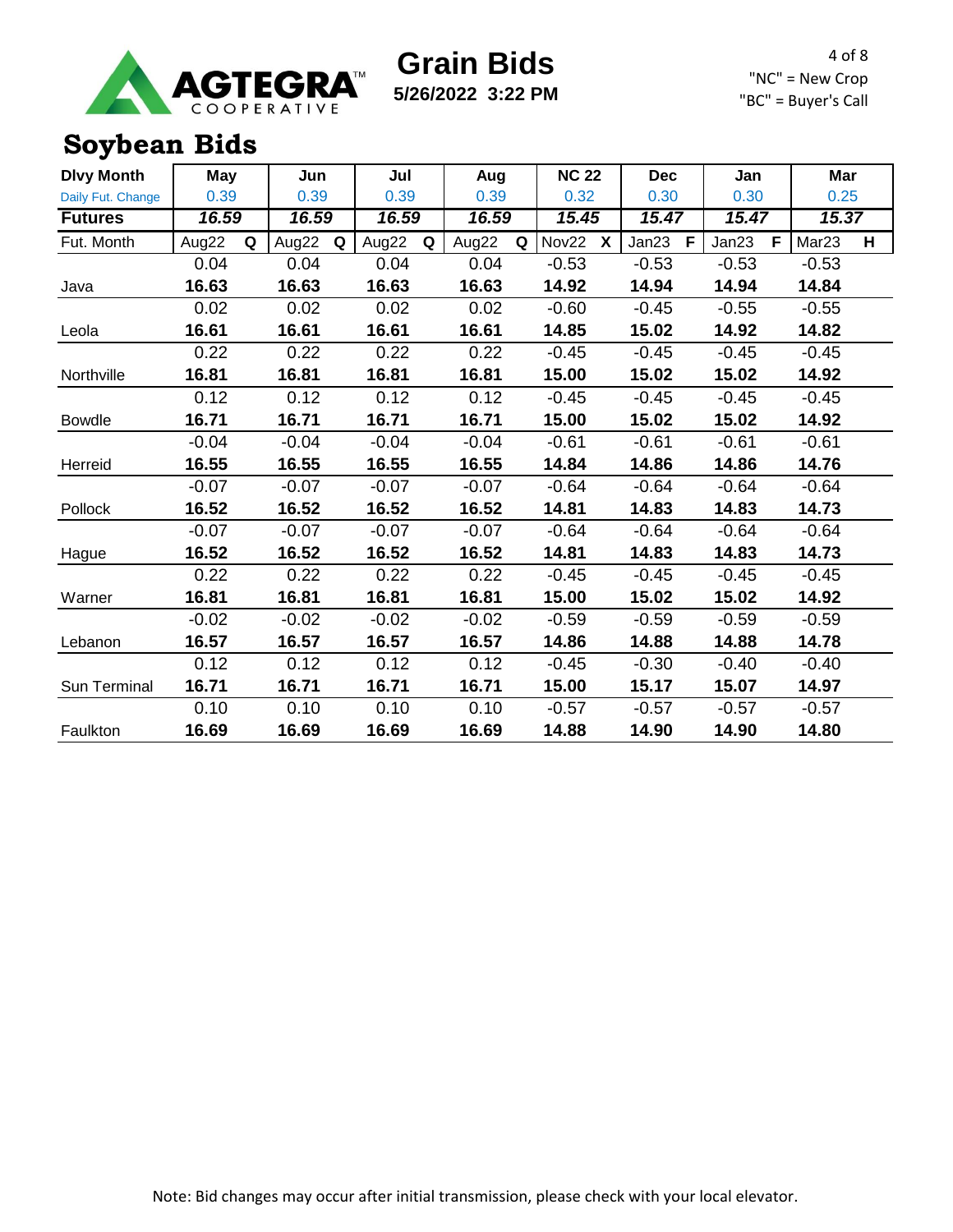AGTEGRA COOPERATIVE

# Grain Bids

**5/26/2022 3:22 PM**

"NC" = New Crop
"BC" = Buyer's Call

## Soybean Bids

| Dlvy Month | May | Jun | Jul | Aug | NC 22 | Dec | Jan | Mar |
|---|---|---|---|---|---|---|---|---|
| Daily Fut. Change | 0.39 | 0.39 | 0.39 | 0.39 | 0.32 | 0.30 | 0.30 | 0.25 |
| **Futures** | ***16.59*** | ***16.59*** | ***16.59*** | ***16.59*** | ***15.45*** | ***15.47*** | ***15.47*** | ***15.37*** |
| Fut. Month | Aug22 Q | Aug22 Q | Aug22 Q | Aug22 Q | Nov22 X | Jan23 F | Jan23 F | Mar23 H |
| | 0.04 | 0.04 | 0.04 | 0.04 | -0.53 | -0.53 | -0.53 | -0.53 |
| Java | **16.63** | **16.63** | **16.63** | **16.63** | **14.92** | **14.94** | **14.94** | **14.84** |
| | 0.02 | 0.02 | 0.02 | 0.02 | -0.60 | -0.45 | -0.55 | -0.55 |
| Leola | **16.61** | **16.61** | **16.61** | **16.61** | **14.85** | **15.02** | **14.92** | **14.82** |
| | 0.22 | 0.22 | 0.22 | 0.22 | -0.45 | -0.45 | -0.45 | -0.45 |
| Northville | **16.81** | **16.81** | **16.81** | **16.81** | **15.00** | **15.02** | **15.02** | **14.92** |
| | 0.12 | 0.12 | 0.12 | 0.12 | -0.45 | -0.45 | -0.45 | -0.45 |
| Bowdle | **16.71** | **16.71** | **16.71** | **16.71** | **15.00** | **15.02** | **15.02** | **14.92** |
| | -0.04 | -0.04 | -0.04 | -0.04 | -0.61 | -0.61 | -0.61 | -0.61 |
| Herreid | **16.55** | **16.55** | **16.55** | **16.55** | **14.84** | **14.86** | **14.86** | **14.76** |
| | -0.07 | -0.07 | -0.07 | -0.07 | -0.64 | -0.64 | -0.64 | -0.64 |
| Pollock | **16.52** | **16.52** | **16.52** | **16.52** | **14.81** | **14.83** | **14.83** | **14.73** |
| | -0.07 | -0.07 | -0.07 | -0.07 | -0.64 | -0.64 | -0.64 | -0.64 |
| Hague | **16.52** | **16.52** | **16.52** | **16.52** | **14.81** | **14.83** | **14.83** | **14.73** |
| | 0.22 | 0.22 | 0.22 | 0.22 | -0.45 | -0.45 | -0.45 | -0.45 |
| Warner | **16.81** | **16.81** | **16.81** | **16.81** | **15.00** | **15.02** | **15.02** | **14.92** |
| | -0.02 | -0.02 | -0.02 | -0.02 | -0.59 | -0.59 | -0.59 | -0.59 |
| Lebanon | **16.57** | **16.57** | **16.57** | **16.57** | **14.86** | **14.88** | **14.88** | **14.78** |
| | 0.12 | 0.12 | 0.12 | 0.12 | -0.45 | -0.30 | -0.40 | -0.40 |
| Sun Terminal | **16.71** | **16.71** | **16.71** | **16.71** | **15.00** | **15.17** | **15.07** | **14.97** |
| | 0.10 | 0.10 | 0.10 | 0.10 | -0.57 | -0.57 | -0.57 | -0.57 |
| Faulkton | **16.69** | **16.69** | **16.69** | **16.69** | **14.88** | **14.90** | **14.90** | **14.80** |

Note: Bid changes may occur after initial transmission, please check with your local elevator.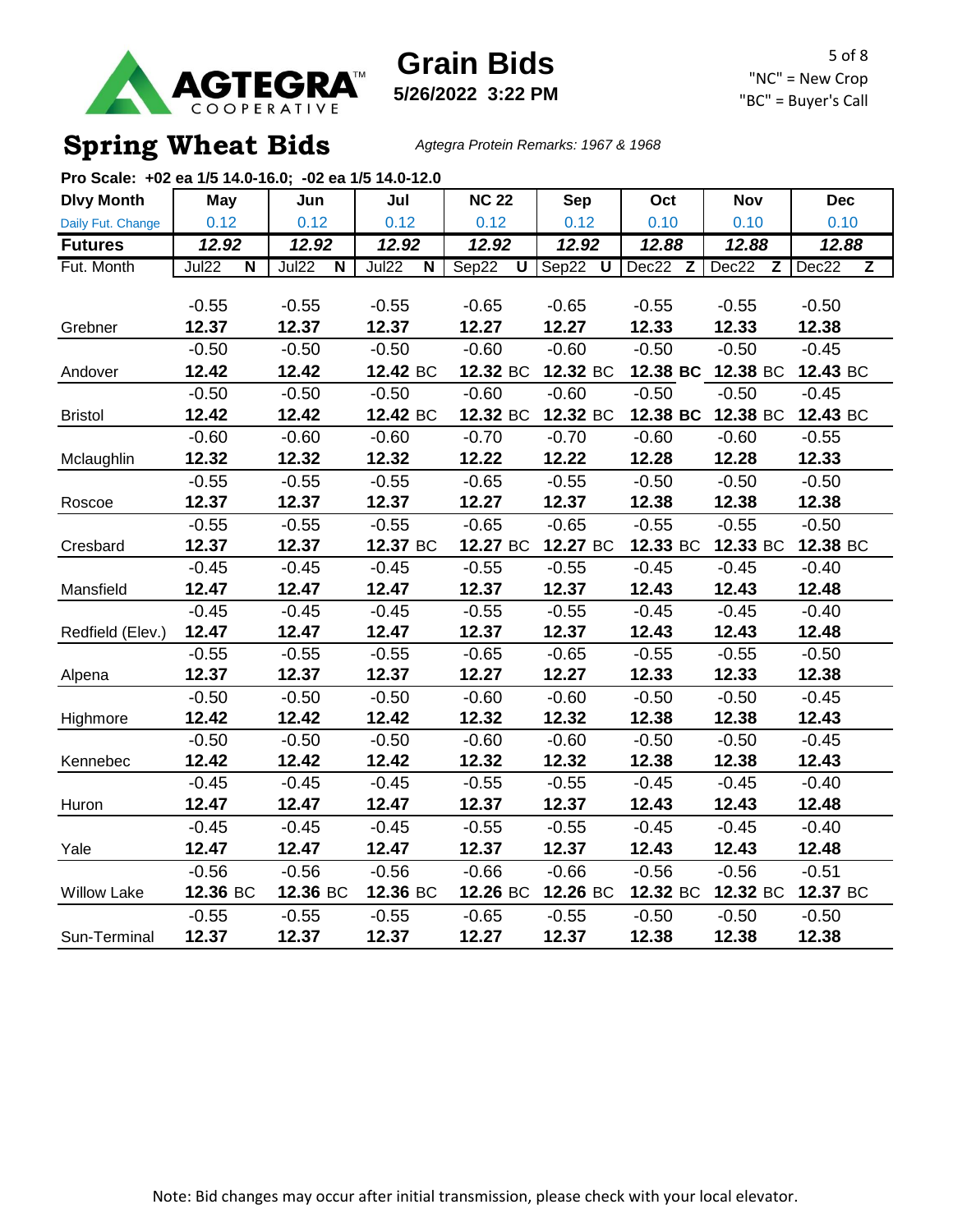# Grain Bids

**5/26/2022 3:22 PM**

"NC" = New Crop
"BC" = Buyer's Call

## Spring Wheat Bids

*Agtegra Protein Remarks: 1967 & 1968*

**Pro Scale: +02 ea 1/5 14.0-16.0; -02 ea 1/5 14.0-12.0**

| Dlvy Month | May | Jun | Jul | NC 22 | Sep | Oct | Nov | Dec |
|---|---|---|---|---|---|---|---|---|
| Daily Fut. Change | 0.12 | 0.12 | 0.12 | 0.12 | 0.12 | 0.10 | 0.10 | 0.10 |
| **Futures** | ***12.92*** | ***12.92*** | ***12.92*** | ***12.92*** | ***12.92*** | ***12.88*** | ***12.88*** | ***12.88*** |
| Fut. Month | Jul22 N | Jul22 N | Jul22 N | Sep22 U | Sep22 U | Dec22 Z | Dec22 Z | Dec22 Z |
| | -0.55 | -0.55 | -0.55 | -0.65 | -0.65 | -0.55 | -0.55 | -0.50 |
| Grebner | **12.37** | **12.37** | **12.37** | **12.27** | **12.27** | **12.33** | **12.33** | **12.38** |
| | -0.50 | -0.50 | -0.50 | -0.60 | -0.60 | -0.50 | -0.50 | -0.45 |
| Andover | **12.42** | **12.42** | **12.42** BC | **12.32** BC | **12.32** BC | **12.38 BC** | **12.38** BC | **12.43** BC |
| | -0.50 | -0.50 | -0.50 | -0.60 | -0.60 | -0.50 | -0.50 | -0.45 |
| Bristol | **12.42** | **12.42** | **12.42** BC | **12.32** BC | **12.32** BC | **12.38 BC** | **12.38** BC | **12.43** BC |
| | -0.60 | -0.60 | -0.60 | -0.70 | -0.70 | -0.60 | -0.60 | -0.55 |
| Mclaughlin | **12.32** | **12.32** | **12.32** | **12.22** | **12.22** | **12.28** | **12.28** | **12.33** |
| | -0.55 | -0.55 | -0.55 | -0.65 | -0.55 | -0.50 | -0.50 | -0.50 |
| Roscoe | **12.37** | **12.37** | **12.37** | **12.27** | **12.37** | **12.38** | **12.38** | **12.38** |
| | -0.55 | -0.55 | -0.55 | -0.65 | -0.65 | -0.55 | -0.55 | -0.50 |
| Cresbard | **12.37** | **12.37** | **12.37** BC | **12.27** BC | **12.27** BC | **12.33** BC | **12.33** BC | **12.38** BC |
| | -0.45 | -0.45 | -0.45 | -0.55 | -0.55 | -0.45 | -0.45 | -0.40 |
| Mansfield | **12.47** | **12.47** | **12.47** | **12.37** | **12.37** | **12.43** | **12.43** | **12.48** |
| | -0.45 | -0.45 | -0.45 | -0.55 | -0.55 | -0.45 | -0.45 | -0.40 |
| Redfield (Elev.) | **12.47** | **12.47** | **12.47** | **12.37** | **12.37** | **12.43** | **12.43** | **12.48** |
| | -0.55 | -0.55 | -0.55 | -0.65 | -0.65 | -0.55 | -0.55 | -0.50 |
| Alpena | **12.37** | **12.37** | **12.37** | **12.27** | **12.27** | **12.33** | **12.33** | **12.38** |
| | -0.50 | -0.50 | -0.50 | -0.60 | -0.60 | -0.50 | -0.50 | -0.45 |
| Highmore | **12.42** | **12.42** | **12.42** | **12.32** | **12.32** | **12.38** | **12.38** | **12.43** |
| | -0.50 | -0.50 | -0.50 | -0.60 | -0.60 | -0.50 | -0.50 | -0.45 |
| Kennebec | **12.42** | **12.42** | **12.42** | **12.32** | **12.32** | **12.38** | **12.38** | **12.43** |
| | -0.45 | -0.45 | -0.45 | -0.55 | -0.55 | -0.45 | -0.45 | -0.40 |
| Huron | **12.47** | **12.47** | **12.47** | **12.37** | **12.37** | **12.43** | **12.43** | **12.48** |
| | -0.45 | -0.45 | -0.45 | -0.55 | -0.55 | -0.45 | -0.45 | -0.40 |
| Yale | **12.47** | **12.47** | **12.47** | **12.37** | **12.37** | **12.43** | **12.43** | **12.48** |
| | -0.56 | -0.56 | -0.56 | -0.66 | -0.66 | -0.56 | -0.56 | -0.51 |
| Willow Lake | **12.36** BC | **12.36** BC | **12.36** BC | **12.26** BC | **12.26** BC | **12.32** BC | **12.32** BC | **12.37** BC |
| | -0.55 | -0.55 | -0.55 | -0.65 | -0.55 | -0.50 | -0.50 | -0.50 |
| Sun-Terminal | **12.37** | **12.37** | **12.37** | **12.27** | **12.37** | **12.38** | **12.38** | **12.38** |

Note: Bid changes may occur after initial transmission, please check with your local elevator.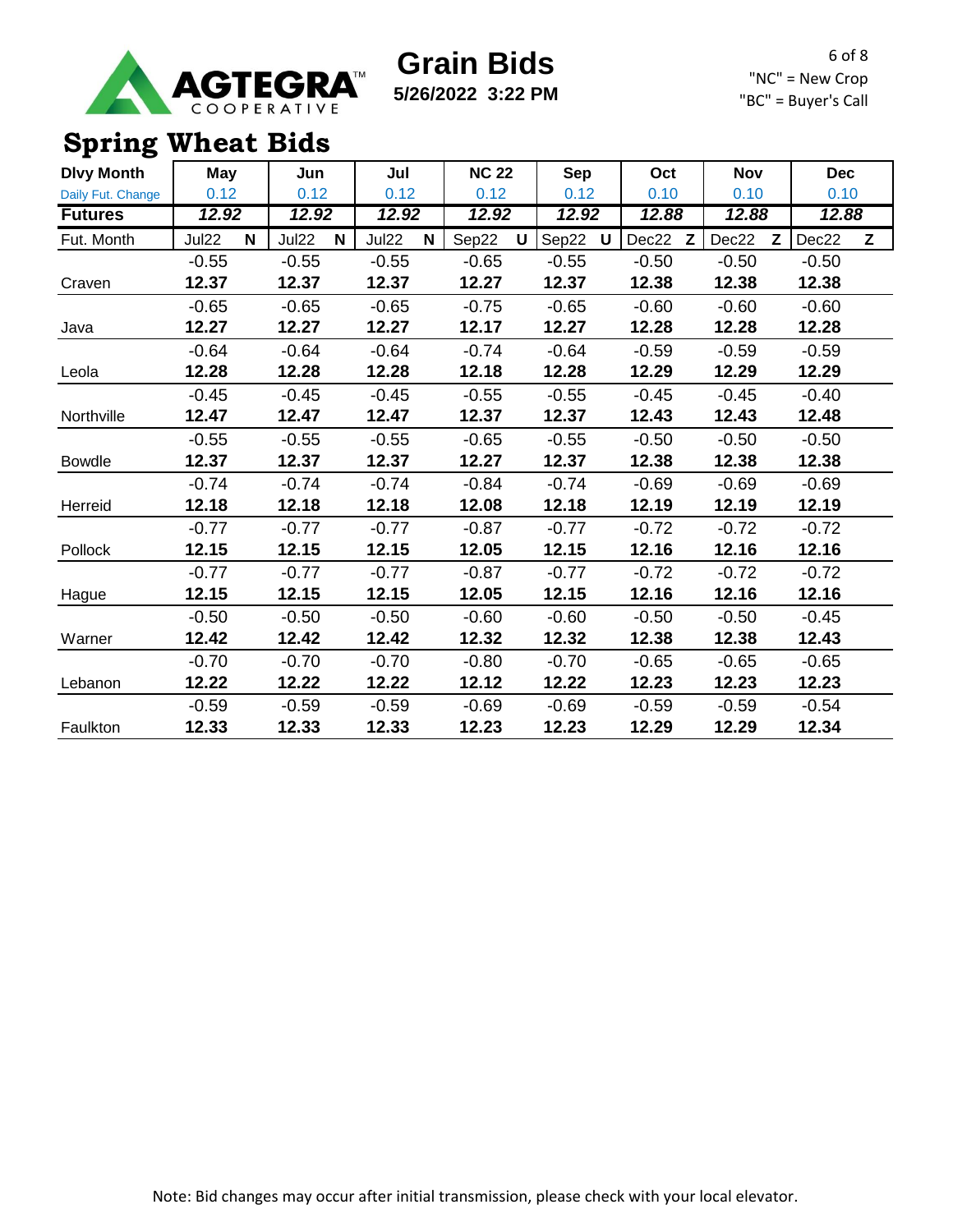AGTEGRA™ COOPERATIVE

# Grain Bids

**5/26/2022 3:22 PM**

"NC" = New Crop
"BC" = Buyer's Call

## Spring Wheat Bids

| Dlvy Month | May | Jun | Jul | NC 22 | Sep | Oct | Nov | Dec |
|---|---|---|---|---|---|---|---|---|
| Daily Fut. Change | 0.12 | 0.12 | 0.12 | 0.12 | 0.12 | 0.10 | 0.10 | 0.10 |
| **Futures** | ***12.92*** | ***12.92*** | ***12.92*** | ***12.92*** | ***12.92*** | ***12.88*** | ***12.88*** | ***12.88*** |
| Fut. Month | Jul22 N | Jul22 N | Jul22 N | Sep22 U | Sep22 U | Dec22 Z | Dec22 Z | Dec22 Z |
| | -0.55 | -0.55 | -0.55 | -0.65 | -0.55 | -0.50 | -0.50 | -0.50 |
| Craven | **12.37** | **12.37** | **12.37** | **12.27** | **12.37** | **12.38** | **12.38** | **12.38** |
| | -0.65 | -0.65 | -0.65 | -0.75 | -0.65 | -0.60 | -0.60 | -0.60 |
| Java | **12.27** | **12.27** | **12.27** | **12.17** | **12.27** | **12.28** | **12.28** | **12.28** |
| | -0.64 | -0.64 | -0.64 | -0.74 | -0.64 | -0.59 | -0.59 | -0.59 |
| Leola | **12.28** | **12.28** | **12.28** | **12.18** | **12.28** | **12.29** | **12.29** | **12.29** |
| | -0.45 | -0.45 | -0.45 | -0.55 | -0.55 | -0.45 | -0.45 | -0.40 |
| Northville | **12.47** | **12.47** | **12.47** | **12.37** | **12.37** | **12.43** | **12.43** | **12.48** |
| | -0.55 | -0.55 | -0.55 | -0.65 | -0.55 | -0.50 | -0.50 | -0.50 |
| Bowdle | **12.37** | **12.37** | **12.37** | **12.27** | **12.37** | **12.38** | **12.38** | **12.38** |
| | -0.74 | -0.74 | -0.74 | -0.84 | -0.74 | -0.69 | -0.69 | -0.69 |
| Herreid | **12.18** | **12.18** | **12.18** | **12.08** | **12.18** | **12.19** | **12.19** | **12.19** |
| | -0.77 | -0.77 | -0.77 | -0.87 | -0.77 | -0.72 | -0.72 | -0.72 |
| Pollock | **12.15** | **12.15** | **12.15** | **12.05** | **12.15** | **12.16** | **12.16** | **12.16** |
| | -0.77 | -0.77 | -0.77 | -0.87 | -0.77 | -0.72 | -0.72 | -0.72 |
| Hague | **12.15** | **12.15** | **12.15** | **12.05** | **12.15** | **12.16** | **12.16** | **12.16** |
| | -0.50 | -0.50 | -0.50 | -0.60 | -0.60 | -0.50 | -0.50 | -0.45 |
| Warner | **12.42** | **12.42** | **12.42** | **12.32** | **12.32** | **12.38** | **12.38** | **12.43** |
| | -0.70 | -0.70 | -0.70 | -0.80 | -0.70 | -0.65 | -0.65 | -0.65 |
| Lebanon | **12.22** | **12.22** | **12.22** | **12.12** | **12.22** | **12.23** | **12.23** | **12.23** |
| | -0.59 | -0.59 | -0.59 | -0.69 | -0.69 | -0.59 | -0.59 | -0.54 |
| Faulkton | **12.33** | **12.33** | **12.33** | **12.23** | **12.23** | **12.29** | **12.29** | **12.34** |

Note: Bid changes may occur after initial transmission, please check with your local elevator.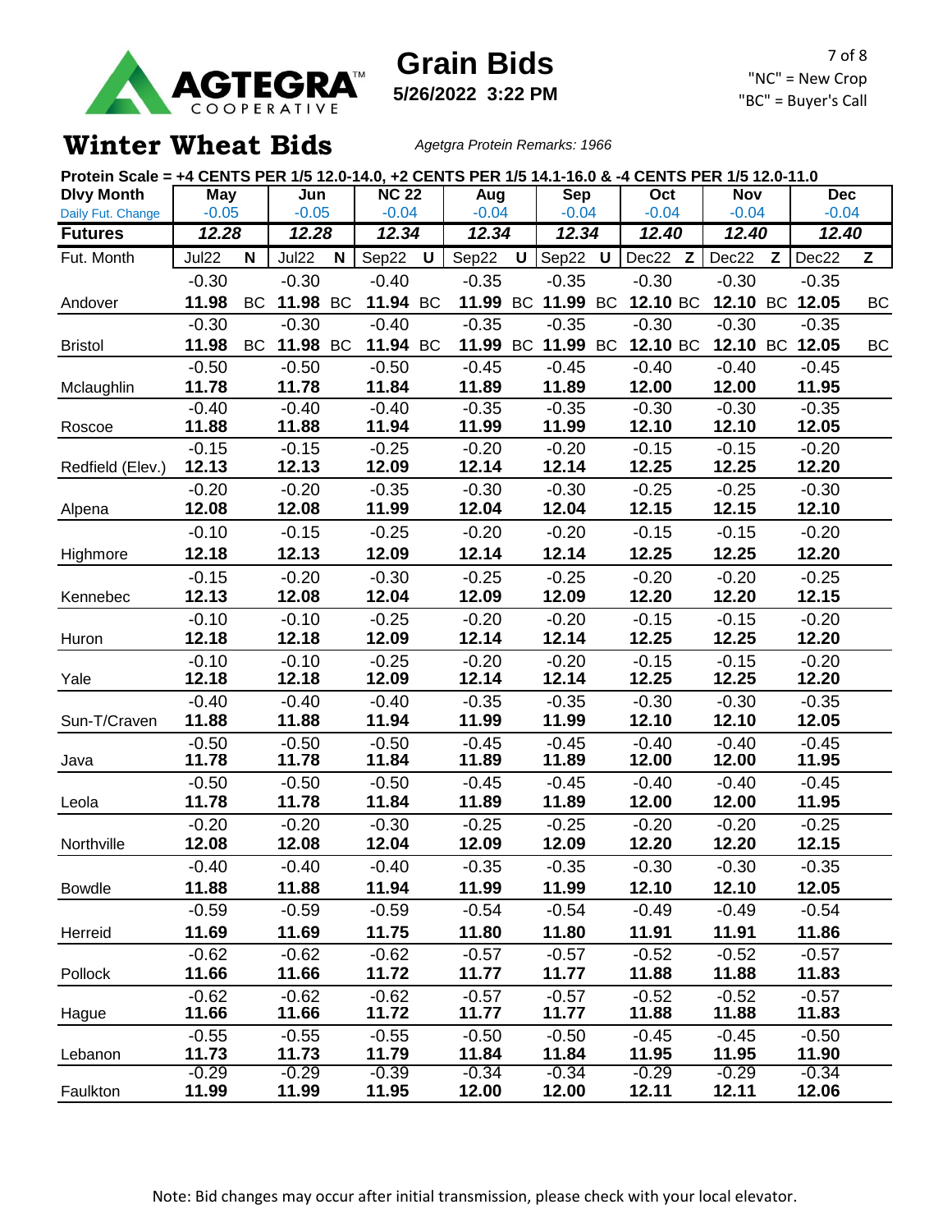AGTEGRA COOPERATIVE

# Grain Bids

**5/26/2022 3:22 PM**

"NC" = New Crop
"BC" = Buyer's Call

## Winter Wheat Bids

*Agetgra Protein Remarks: 1966*

**Protein Scale = +4 CENTS PER 1/5 12.0-14.0, +2 CENTS PER 1/5 14.1-16.0 & -4 CENTS PER 1/5 12.0-11.0**

| Dlvy Month | May | Jun | NC 22 | Aug | Sep | Oct | Nov | Dec |
|---|---|---|---|---|---|---|---|---|
| Daily Fut. Change | -0.05 | -0.05 | -0.04 | -0.04 | -0.04 | -0.04 | -0.04 | -0.04 |
| **Futures** | ***12.28*** | ***12.28*** | ***12.34*** | ***12.34*** | ***12.34*** | ***12.40*** | ***12.40*** | ***12.40*** |
| Fut. Month | Jul22 N | Jul22 N | Sep22 U | Sep22 U | Sep22 U | Dec22 Z | Dec22 Z | Dec22 Z |
| Andover | -0.30 **11.98** BC | -0.30 **11.98** BC | -0.40 **11.94** BC | -0.35 **11.99** BC | -0.35 **11.99** BC | -0.30 **12.10** BC | -0.30 **12.10** BC | -0.35 **12.05** BC |
| Bristol | -0.30 **11.98** BC | -0.30 **11.98** BC | -0.40 **11.94** BC | -0.35 **11.99** BC | -0.35 **11.99** BC | -0.30 **12.10** BC | -0.30 **12.10** BC | -0.35 **12.05** BC |
| Mclaughlin | -0.50 **11.78** | -0.50 **11.78** | -0.50 **11.84** | -0.45 **11.89** | -0.45 **11.89** | -0.40 **12.00** | -0.40 **12.00** | -0.45 **11.95** |
| Roscoe | -0.40 **11.88** | -0.40 **11.88** | -0.40 **11.94** | -0.35 **11.99** | -0.35 **11.99** | -0.30 **12.10** | -0.30 **12.10** | -0.35 **12.05** |
| Redfield (Elev.) | -0.15 **12.13** | -0.15 **12.13** | -0.25 **12.09** | -0.20 **12.14** | -0.20 **12.14** | -0.15 **12.25** | -0.15 **12.25** | -0.20 **12.20** |
| Alpena | -0.20 **12.08** | -0.20 **12.08** | -0.35 **11.99** | -0.30 **12.04** | -0.30 **12.04** | -0.25 **12.15** | -0.25 **12.15** | -0.30 **12.10** |
| Highmore | -0.10 **12.18** | -0.15 **12.13** | -0.25 **12.09** | -0.20 **12.14** | -0.20 **12.14** | -0.15 **12.25** | -0.15 **12.25** | -0.20 **12.20** |
| Kennebec | -0.15 **12.13** | -0.20 **12.08** | -0.30 **12.04** | -0.25 **12.09** | -0.25 **12.09** | -0.20 **12.20** | -0.20 **12.20** | -0.25 **12.15** |
| Huron | -0.10 **12.18** | -0.10 **12.18** | -0.25 **12.09** | -0.20 **12.14** | -0.20 **12.14** | -0.15 **12.25** | -0.15 **12.25** | -0.20 **12.20** |
| Yale | -0.10 **12.18** | -0.10 **12.18** | -0.25 **12.09** | -0.20 **12.14** | -0.20 **12.14** | -0.15 **12.25** | -0.15 **12.25** | -0.20 **12.20** |
| Sun-T/Craven | -0.40 **11.88** | -0.40 **11.88** | -0.40 **11.94** | -0.35 **11.99** | -0.35 **11.99** | -0.30 **12.10** | -0.30 **12.10** | -0.35 **12.05** |
| Java | -0.50 **11.78** | -0.50 **11.78** | -0.50 **11.84** | -0.45 **11.89** | -0.45 **11.89** | -0.40 **12.00** | -0.40 **12.00** | -0.45 **11.95** |
| Leola | -0.50 **11.78** | -0.50 **11.78** | -0.50 **11.84** | -0.45 **11.89** | -0.45 **11.89** | -0.40 **12.00** | -0.40 **12.00** | -0.45 **11.95** |
| Northville | -0.20 **12.08** | -0.20 **12.08** | -0.30 **12.04** | -0.25 **12.09** | -0.25 **12.09** | -0.20 **12.20** | -0.20 **12.20** | -0.25 **12.15** |
| Bowdle | -0.40 **11.88** | -0.40 **11.88** | -0.40 **11.94** | -0.35 **11.99** | -0.35 **11.99** | -0.30 **12.10** | -0.30 **12.10** | -0.35 **12.05** |
| Herreid | -0.59 **11.69** | -0.59 **11.69** | -0.59 **11.75** | -0.54 **11.80** | -0.54 **11.80** | -0.49 **11.91** | -0.49 **11.91** | -0.54 **11.86** |
| Pollock | -0.62 **11.66** | -0.62 **11.66** | -0.62 **11.72** | -0.57 **11.77** | -0.57 **11.77** | -0.52 **11.88** | -0.52 **11.88** | -0.57 **11.83** |
| Hague | -0.62 **11.66** | -0.62 **11.66** | -0.62 **11.72** | -0.57 **11.77** | -0.57 **11.77** | -0.52 **11.88** | -0.52 **11.88** | -0.57 **11.83** |
| Lebanon | -0.55 **11.73** | -0.55 **11.73** | -0.55 **11.79** | -0.50 **11.84** | -0.50 **11.84** | -0.45 **11.95** | -0.45 **11.95** | -0.50 **11.90** |
| Faulkton | -0.29 **11.99** | -0.29 **11.99** | -0.39 **11.95** | -0.34 **12.00** | -0.34 **12.00** | -0.29 **12.11** | -0.29 **12.11** | -0.34 **12.06** |

Note: Bid changes may occur after initial transmission, please check with your local elevator.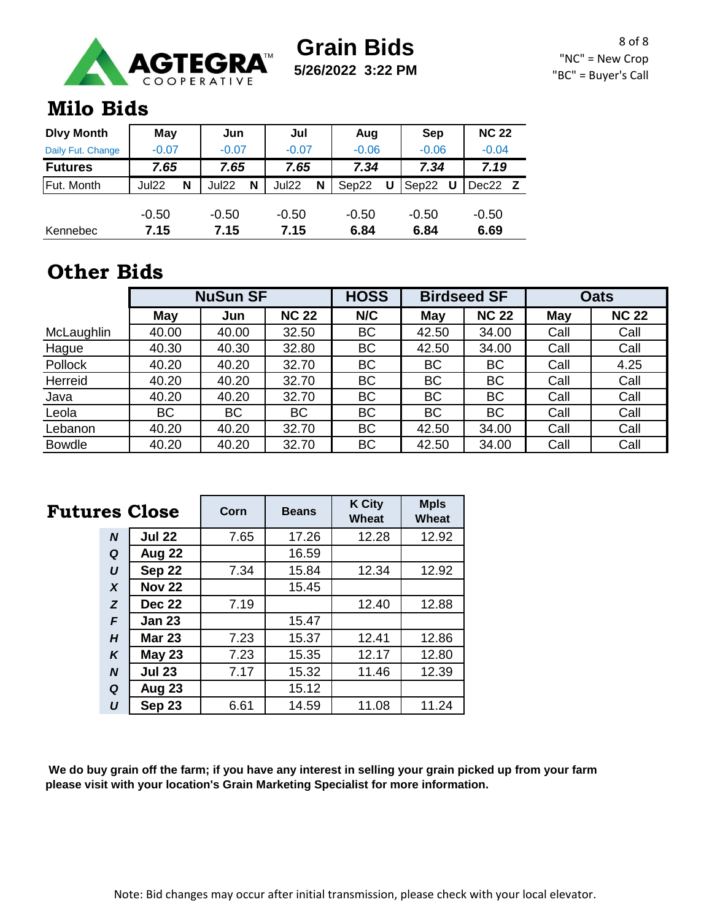AGTEGRA™ COOPERATIVE

# Grain Bids

**5/26/2022 3:22 PM**

"NC" = New Crop
"BC" = Buyer's Call

## Milo Bids

| Dlvy Month | May | Jun | Jul | Aug | Sep | NC 22 |
|---|---|---|---|---|---|---|
| Daily Fut. Change | -0.07 | -0.07 | -0.07 | -0.06 | -0.06 | -0.04 |
| **Futures** | ***7.65*** | ***7.65*** | ***7.65*** | ***7.34*** | ***7.34*** | ***7.19*** |
| Fut. Month | Jul22 **N** | Jul22 **N** | Jul22 **N** | Sep22 **U** | Sep22 **U** | Dec22 **Z** |
| | -0.50 | -0.50 | -0.50 | -0.50 | -0.50 | -0.50 |
| Kennebec | **7.15** | **7.15** | **7.15** | **6.84** | **6.84** | **6.69** |

## Other Bids

| | NuSun SF | | | HOSS | Birdseed SF | | Oats | |
|---|---|---|---|---|---|---|---|---|
| | **May** | **Jun** | **NC 22** | **N/C** | **May** | **NC 22** | **May** | **NC 22** |
| McLaughlin | 40.00 | 40.00 | 32.50 | BC | 42.50 | 34.00 | Call | Call |
| Hague | 40.30 | 40.30 | 32.80 | BC | 42.50 | 34.00 | Call | Call |
| Pollock | 40.20 | 40.20 | 32.70 | BC | BC | BC | Call | 4.25 |
| Herreid | 40.20 | 40.20 | 32.70 | BC | BC | BC | Call | Call |
| Java | 40.20 | 40.20 | 32.70 | BC | BC | BC | Call | Call |
| Leola | BC | BC | BC | BC | BC | BC | Call | Call |
| Lebanon | 40.20 | 40.20 | 32.70 | BC | 42.50 | 34.00 | Call | Call |
| Bowdle | 40.20 | 40.20 | 32.70 | BC | 42.50 | 34.00 | Call | Call |

## Futures Close

| | | Corn | Beans | K City Wheat | Mpls Wheat |
|---|---|---|---|---|---|
| ***N*** | **Jul 22** | 7.65 | 17.26 | 12.28 | 12.92 |
| ***Q*** | **Aug 22** | | 16.59 | | |
| ***U*** | **Sep 22** | 7.34 | 15.84 | 12.34 | 12.92 |
| ***X*** | **Nov 22** | | 15.45 | | |
| ***Z*** | **Dec 22** | 7.19 | | 12.40 | 12.88 |
| ***F*** | **Jan 23** | | 15.47 | | |
| ***H*** | **Mar 23** | 7.23 | 15.37 | 12.41 | 12.86 |
| ***K*** | **May 23** | 7.23 | 15.35 | 12.17 | 12.80 |
| ***N*** | **Jul 23** | 7.17 | 15.32 | 11.46 | 12.39 |
| ***Q*** | **Aug 23** | | 15.12 | | |
| ***U*** | **Sep 23** | 6.61 | 14.59 | 11.08 | 11.24 |

**We do buy grain off the farm; if you have any interest in selling your grain picked up from your farm please visit with your location's Grain Marketing Specialist for more information.**

Note: Bid changes may occur after initial transmission, please check with your local elevator.